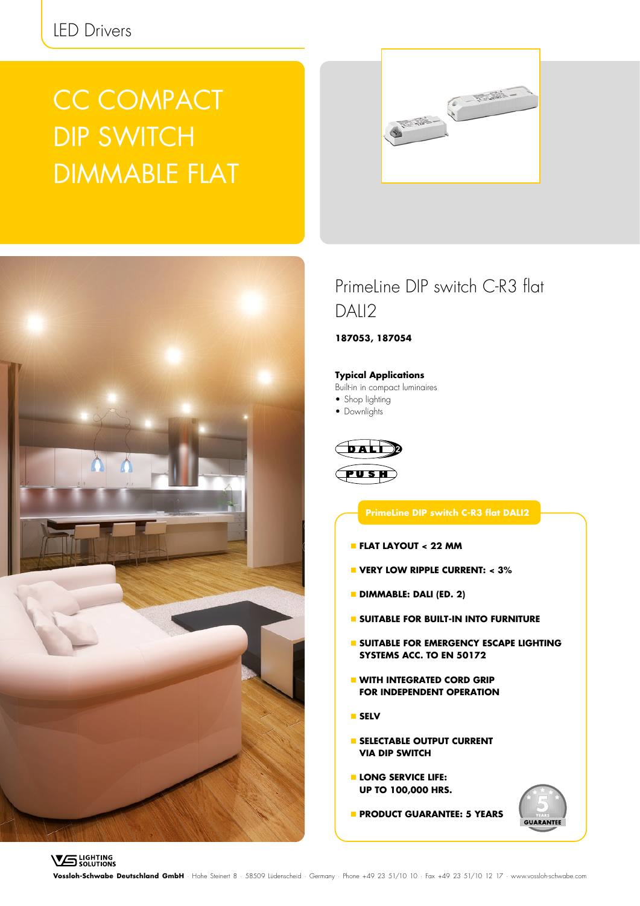LED Drivers

# CC COMPACT DIP SWITCH DIMMABLE FLAT

## PrimeLine DIP switch C-R3 flat DALI2

**187053, 187054**

**Typical Applications**

Built-in in compact luminaires

- Shop lighting
- Downlights

DALI 2

PUSH

**PrimeLine DIP switch C-R3 flat DALI2**

- **FLAT LAYOUT < 22 MM**
- **VERY LOW RIPPLE CURRENT: < 3%**
- **DIMMABLE: DALI (ED. 2)**
- **SUITABLE FOR BUILT-IN INTO FURNITURE**
- **SUITABLE FOR EMERGENCY ESCAPE LIGHTING SYSTEMS ACC. TO EN 50172**
- **WITH INTEGRATED CORD GRIP FOR INDEPENDENT OPERATION**
- **SELV**
- **SELECTABLE OUTPUT CURRENT VIA DIP SWITCH**
- **LONG SERVICE LIFE: UP TO 100,000 HRS.**
- **PRODUCT GUARANTEE: 5 YEARS**

5 YEARS GUARANTEE

VS LIGHTING SOLUTIONS

**Vossloh-Schwabe Deutschland GmbH** · Hohe Steinert 8 · 58509 Lüdenscheid · Germany · Phone +49 23 51/10 10 · Fax +49 23 51/10 12 17 · www.vossloh-schwabe.com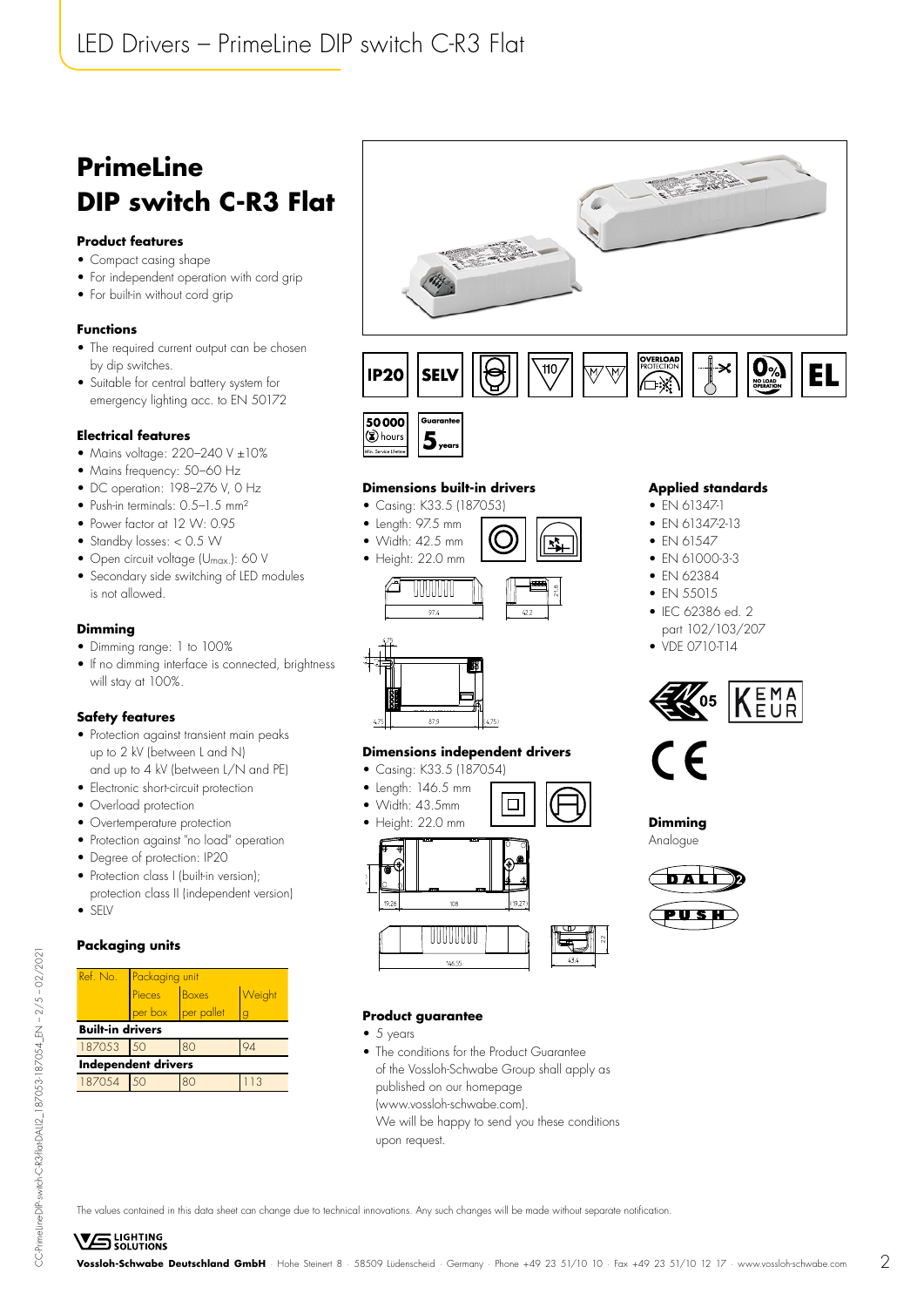# PrimeLine DIP switch C-R3 Flat

### Product features

- Compact casing shape
- For independent operation with cord grip
- For built-in without cord grip

### Functions

- The required current output can be chosen by dip switches.
- Suitable for central battery system for emergency lighting acc. to EN 50172

### Electrical features

- Mains voltage: 220–240 V ±10%
- Mains frequency: 50–60 Hz
- DC operation: 198–276 V, 0 Hz
- Push-in terminals: 0.5–1.5 mm²
- Power factor at 12 W: 0.95
- Standby losses: < 0.5 W
- Open circuit voltage ($U_{max.}$): 60 V
- Secondary side switching of LED modules is not allowed.

### Dimming

- Dimming range: 1 to 100%
- If no dimming interface is connected, brightness will stay at 100%.

### Safety features

- Protection against transient main peaks up to 2 kV (between L and N) and up to 4 kV (between L/N and PE)
- Electronic short-circuit protection
- Overload protection
- Overtemperature protection
- Protection against "no load" operation
- Degree of protection: IP20
- Protection class I (built-in version); protection class II (independent version)
- SELV

### Packaging units

| Ref. No. | Packaging unit | | |
|---|---|---|---|
| | Pieces per box | Boxes per pallet | Weight g |
| **Built-in drivers** | | | |
| 187053 | 50 | 80 | 94 |
| **Independent drivers** | | | |
| 187054 | 50 | 80 | 113 |

IP20 SELV 110 OVERLOAD PROTECTION 0% NO LOAD OPERATION EL

50000 hours Min. Service Lifetime

Guarantee 5 years

### Dimensions built-in drivers

- Casing: K33.5 (187053)
- Length: 97.5 mm
- Width: 42.5 mm
- Height: 22.0 mm

97.4 42.2 21.8 4.75 87.9 (4.75)

### Dimensions independent drivers

- Casing: K33.5 (187054)
- Length: 146.5 mm
- Width: 43.5mm
- Height: 22.0 mm

19.26 108 19.27 146.55 43.4 22

### Product guarantee

- 5 years
- The conditions for the Product Guarantee of the Vossloh-Schwabe Group shall apply as published on our homepage (www.vossloh-schwabe.com). We will be happy to send you these conditions upon request.

### Applied standards

- EN 61347-1
- EN 61347-2-13
- EN 61547
- EN 61000-3-3
- EN 62384
- EN 55015
- IEC 62386 ed. 2 part 102/103/207
- VDE 0710-T14

ENEC 05 KEMA EUR

CE

### Dimming

Analogue

DALI 2

PUSH

The values contained in this data sheet can change due to technical innovations. Any such changes will be made without separate notification.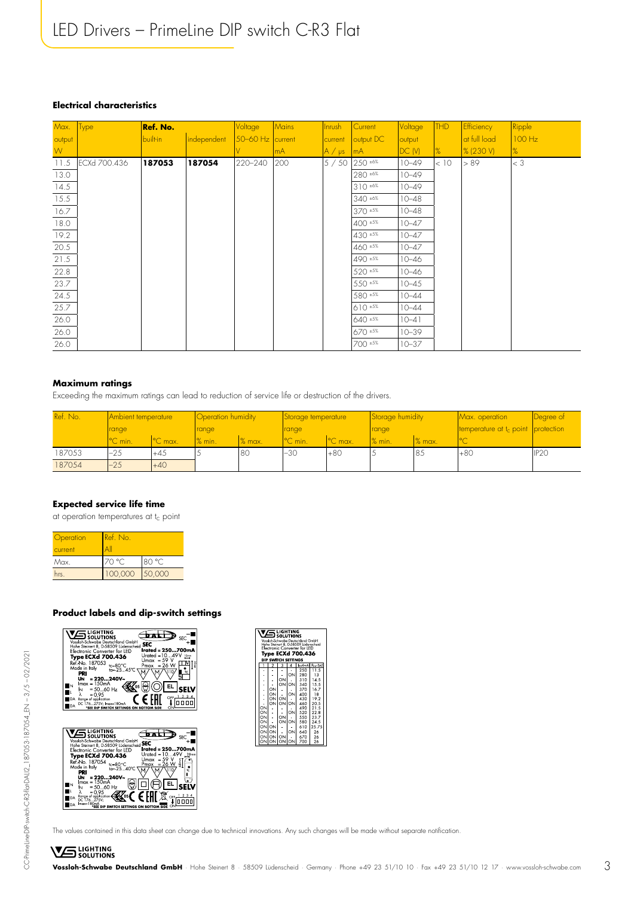# LED Drivers – PrimeLine DIP switch C-R3 Flat

### Electrical characteristics

| Max. output W | Type | Ref. No. built-in | Ref. No. independent | Voltage 50–60 Hz V | Mains current mA | Inrush current A / µs | Current output DC mA | Voltage output DC (V) | THD % | Efficiency at full load % (230 V) | Ripple 100 Hz % |
|---|---|---|---|---|---|---|---|---|---|---|---|
| 11.5 | ECXd 700.436 | **187053** | **187054** | 220–240 | 200 | 5 / 50 | 250 ±6% | 10–49 | < 10 | > 89 | < 3 |
| 13.0 | | | | | | | 280 ±6% | 10–49 | | | |
| 14.5 | | | | | | | 310 ±6% | 10–49 | | | |
| 15.5 | | | | | | | 340 ±6% | 10–48 | | | |
| 16.7 | | | | | | | 370 ±5% | 10–48 | | | |
| 18.0 | | | | | | | 400 ±5% | 10–47 | | | |
| 19.2 | | | | | | | 430 ±5% | 10–47 | | | |
| 20.5 | | | | | | | 460 ±5% | 10–47 | | | |
| 21.5 | | | | | | | 490 ±5% | 10–46 | | | |
| 22.8 | | | | | | | 520 ±5% | 10–46 | | | |
| 23.7 | | | | | | | 550 ±5% | 10–45 | | | |
| 24.5 | | | | | | | 580 ±5% | 10–44 | | | |
| 25.7 | | | | | | | 610 ±5% | 10–44 | | | |
| 26.0 | | | | | | | 640 ±5% | 10–41 | | | |
| 26.0 | | | | | | | 670 ±5% | 10–39 | | | |
| 26.0 | | | | | | | 700 ±5% | 10–37 | | | |

### Maximum ratings

Exceeding the maximum ratings can lead to reduction of service life or destruction of the drivers.

| Ref. No. | Ambient temperature range | | Operation humidity range | | Storage temperature range | | Storage humidity range | | Max. operation temperature at $t_c$ point | Degree of protection |
|---|---|---|---|---|---|---|---|---|---|---|
| | °C min. | °C max. | % min. | % max. | °C min. | °C max. | % min. | % max. | °C | |
| 187053 | –25 | +45 | 5 | 80 | –30 | +80 | 5 | 85 | +80 | IP20 |
| 187054 | –25 | +40 | | | | | | | | |

### Expected service life time

at operation temperatures at $t_c$ point

| Operation current | Ref. No. All | |
|---|---|---|
| Max. | 70 °C | 80 °C |
| hrs. | 100,000 | 50,000 |

### Product labels and dip-switch settings

**DIP SWITCH SETTINGS**

| 1 | 2 | 3 | 4 | Iout (mA) | Pout (W) |
|---|---|---|---|---|---|
| - | - | - | - | 250 | 11.5 |
| - | - | - | ON | 280 | 13 |
| - | - | ON | - | 310 | 14.5 |
| - | - | ON | ON | 340 | 15.5 |
| - | ON | - | - | 370 | 16.7 |
| - | ON | - | ON | 400 | 18 |
| - | ON | ON | - | 430 | 19.2 |
| - | ON | ON | ON | 460 | 20.5 |
| ON | - | - | - | 490 | 21.5 |
| ON | - | - | ON | 520 | 22.8 |
| ON | - | ON | - | 550 | 23.7 |
| ON | - | ON | ON | 580 | 24.5 |
| ON | ON | - | - | 610 | 25.75 |
| ON | ON | - | ON | 640 | 26 |
| ON | ON | ON | - | 670 | 26 |
| ON | ON | ON | ON | 700 | 26 |

The values contained in this data sheet can change due to technical innovations. Any such changes will be made without separate notification.

**Vossloh-Schwabe Deutschland GmbH** · Hohe Steinert 8 · 58509 Lüdenscheid · Germany · Phone +49 23 51/10 10 · Fax +49 23 51/10 12 17 · www.vossloh-schwabe.com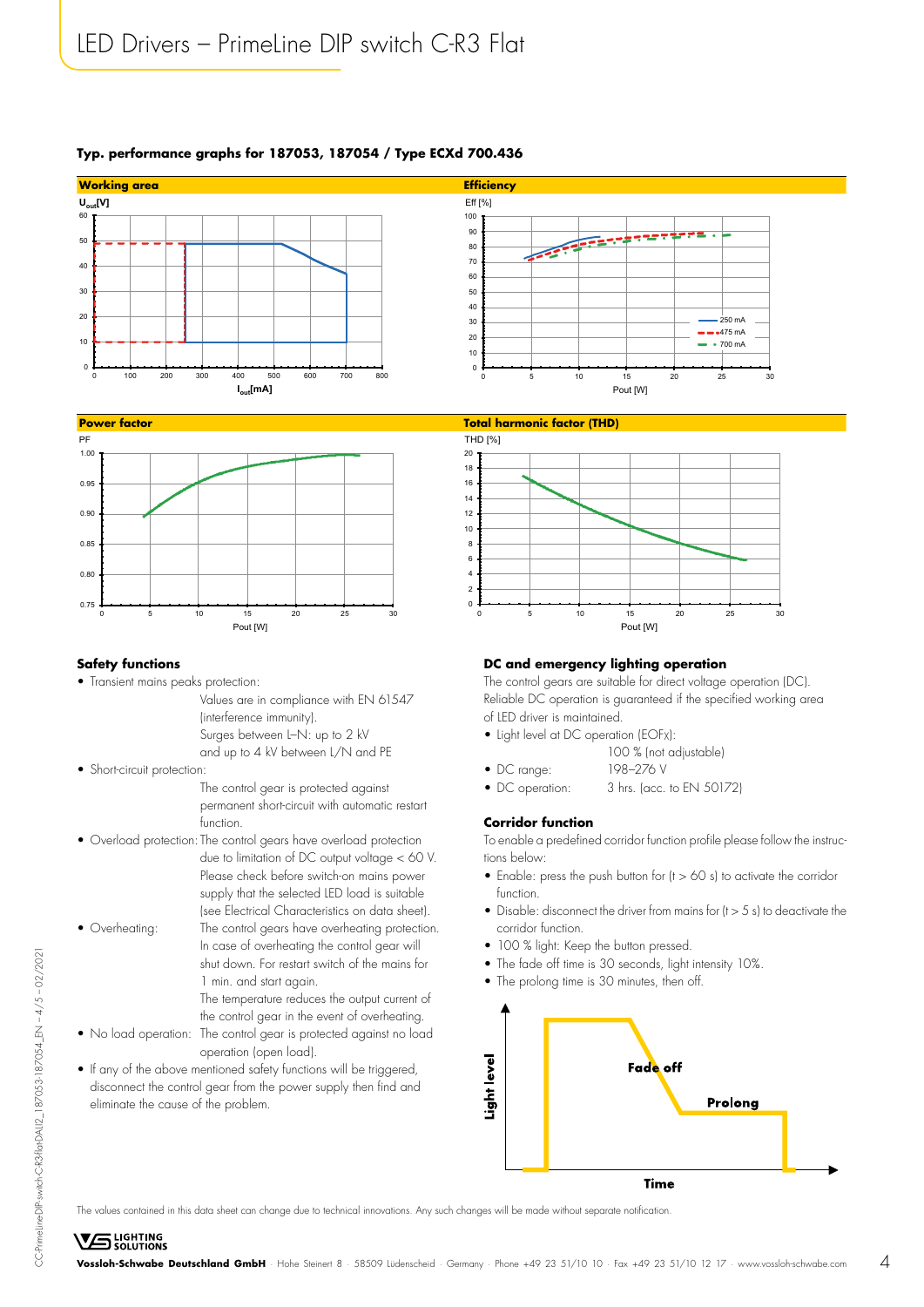# LED Drivers – PrimeLine DIP switch C-R3 Flat

**Typ. performance graphs for 187053, 187054 / Type ECXd 700.436**

**Working area**

**Efficiency**

**Power factor**

**Total harmonic factor (THD)**

## Safety functions

- Transient mains peaks protection:
  Values are in compliance with EN 61547 (interference immunity).
  Surges between L–N: up to 2 kV and up to 4 kV between L/N and PE
- Short-circuit protection:
  The control gear is protected against permanent short-circuit with automatic restart function.
- Overload protection: The control gears have overload protection due to limitation of DC output voltage < 60 V. Please check before switch-on mains power supply that the selected LED load is suitable (see Electrical Characteristics on data sheet).
- Overheating: The control gears have overheating protection. In case of overheating the control gear will shut down. For restart switch of the mains for 1 min. and start again. The temperature reduces the output current of the control gear in the event of overheating.
- No load operation: The control gear is protected against no load operation (open load).
- If any of the above mentioned safety functions will be triggered, disconnect the control gear from the power supply then find and eliminate the cause of the problem.

## DC and emergency lighting operation

The control gears are suitable for direct voltage operation (DC). Reliable DC operation is guaranteed if the specified working area of LED driver is maintained.

- Light level at DC operation (EOFx): 100 % (not adjustable)
- DC range: 198–276 V
- DC operation: 3 hrs. (acc. to EN 50172)

## Corridor function

To enable a predefined corridor function profile please follow the instructions below:

- Enable: press the push button for (t > 60 s) to activate the corridor function.
- Disable: disconnect the driver from mains for (t > 5 s) to deactivate the corridor function.
- 100 % light: Keep the button pressed.
- The fade off time is 30 seconds, light intensity 10%.
- The prolong time is 30 minutes, then off.

The values contained in this data sheet can change due to technical innovations. Any such changes will be made without separate notification.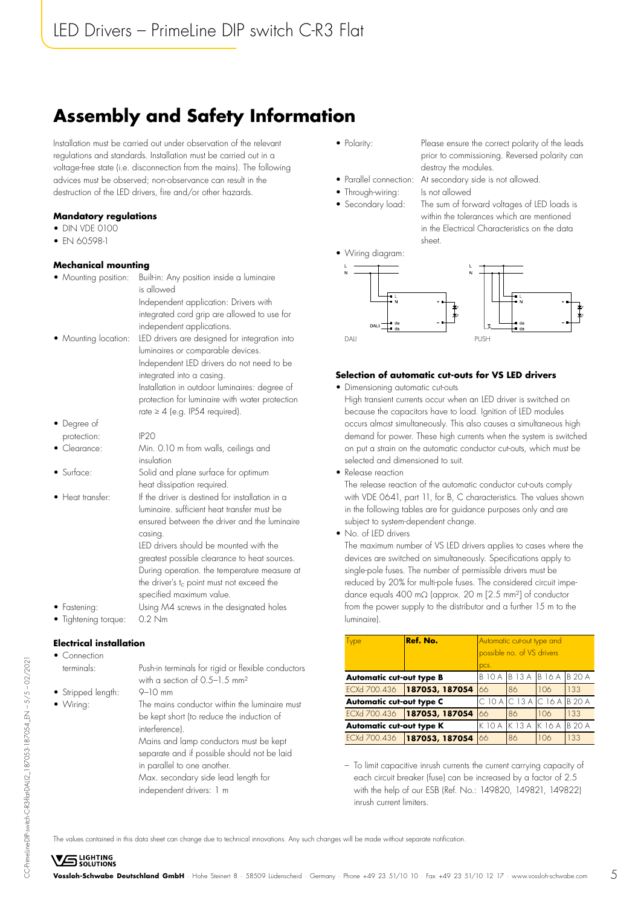# LED Drivers – PrimeLine DIP switch C-R3 Flat

## Assembly and Safety Information

Installation must be carried out under observation of the relevant regulations and standards. Installation must be carried out in a voltage-free state (i.e. disconnection from the mains). The following advices must be observed; non-observance can result in the destruction of the LED drivers, fire and/or other hazards.

### Mandatory regulations

- DIN VDE 0100
- EN 60598-1

### Mechanical mounting

- Mounting position: Built-in: Any position inside a luminaire is allowed
  Independent application: Drivers with integrated cord grip are allowed to use for independent applications.
- Mounting location: LED drivers are designed for integration into luminaires or comparable devices.
  Independent LED drivers do not need to be integrated into a casing.
  Installation in outdoor luminaires: degree of protection for luminaire with water protection rate ≥ 4 (e.g. IP54 required).
- Degree of protection: IP20
- Clearance: Min. 0.10 m from walls, ceilings and insulation
- Surface: Solid and plane surface for optimum heat dissipation required.
- Heat transfer: If the driver is destined for installation in a luminaire. sufficient heat transfer must be ensured between the driver and the luminaire casing.
  LED drivers should be mounted with the greatest possible clearance to heat sources. During operation. the temperature measure at the driver's $t_c$ point must not exceed the specified maximum value.
- Fastening: Using M4 screws in the designated holes
- Tightening torque: 0.2 Nm

### Electrical installation

- Connection terminals: Push-in terminals for rigid or flexible conductors with a section of 0.5–1.5 mm²
- Stripped length: 9–10 mm
- Wiring: The mains conductor within the luminaire must be kept short (to reduce the induction of interference).
  Mains and lamp conductors must be kept separate and if possible should not be laid in parallel to one another.
  Max. secondary side lead length for independent drivers: 1 m
- Polarity: Please ensure the correct polarity of the leads prior to commissioning. Reversed polarity can destroy the modules.
- Parallel connection: At secondary side is not allowed.
- Through-wiring: Is not allowed
- Secondary load: The sum of forward voltages of LED loads is within the tolerances which are mentioned in the Electrical Characteristics on the data sheet.
- Wiring diagram:

L
N
DALI
DALI

L
N
PUSH

### Selection of automatic cut-outs for VS LED drivers

- Dimensioning automatic cut-outs
  High transient currents occur when an LED driver is switched on because the capacitors have to load. Ignition of LED modules occurs almost simultaneously. This also causes a simultaneous high demand for power. These high currents when the system is switched on put a strain on the automatic conductor cut-outs, which must be selected and dimensioned to suit.
- Release reaction
  The release reaction of the automatic conductor cut-outs comply with VDE 0641, part 11, for B, C characteristics. The values shown in the following tables are for guidance purposes only and are subject to system-dependent change.
- No. of LED drivers
  The maximum number of VS LED drivers applies to cases where the devices are switched on simultaneously. Specifications apply to single-pole fuses. The number of permissible drivers must be reduced by 20% for multi-pole fuses. The considered circuit impedance equals 400 mΩ (approx. 20 m [2.5 mm²] of conductor from the power supply to the distributor and a further 15 m to the luminaire).

| Type | Ref. No. | Automatic cut-out type and possible no. of VS drivers pcs. | | | |
|---|---|---|---|---|---|
| **Automatic cut-out type B** | | B 10 A | B 13 A | B 16 A | B 20 A |
| ECXd 700.436 | **187053, 187054** | 66 | 86 | 106 | 133 |
| **Automatic cut-out type C** | | C 10 A | C 13 A | C 16 A | B 20 A |
| ECXd 700.436 | **187053, 187054** | 66 | 86 | 106 | 133 |
| **Automatic cut-out type K** | | K 10 A | K 13 A | K 16 A | B 20 A |
| ECXd 700.436 | **187053, 187054** | 66 | 86 | 106 | 133 |

– To limit capacitive inrush currents the current carrying capacity of each circuit breaker (fuse) can be increased by a factor of 2.5 with the help of our ESB (Ref. No.: 149820, 149821, 149822) inrush current limiters.

The values contained in this data sheet can change due to technical innovations. Any such changes will be made without separate notification.

**Vossloh-Schwabe Deutschland GmbH** · Hohe Steinert 8 · 58509 Lüdenscheid · Germany · Phone +49 23 51/10 10 · Fax +49 23 51/10 12 17 · www.vossloh-schwabe.com